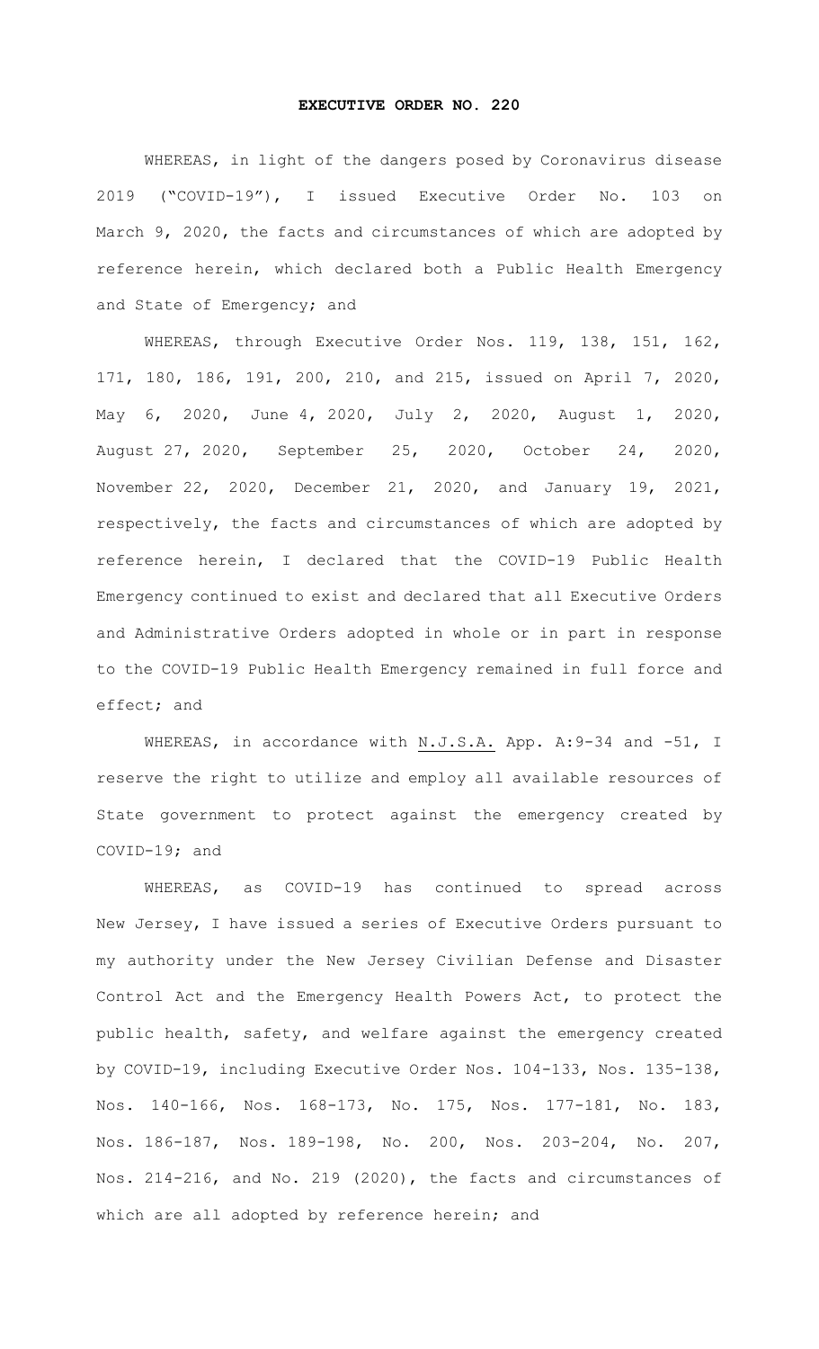# EXECUTIVE ORDER NO. 220

WHEREAS, in light of the dangers posed by Coronavirus disease 2019 ("COVID-19"), I issued Executive Order No. 103 on March 9, 2020, the facts and circumstances of which are adopted by reference herein, which declared both a Public Health Emergency and State of Emergency; and

WHEREAS, through Executive Order Nos. 119, 138, 151, 162, 171, 180, 186, 191, 200, 210, and 215, issued on April 7, 2020, May 6, 2020, June 4, 2020, July 2, 2020, August 1, 2020, August 27, 2020, September 25, 2020, October 24, 2020, November 22, 2020, December 21, 2020, and January 19, 2021, respectively, the facts and circumstances of which are adopted by reference herein, I declared that the COVID-19 Public Health Emergency continued to exist and declared that all Executive Orders and Administrative Orders adopted in whole or in part in response to the COVID-19 Public Health Emergency remained in full force and effect; and

WHEREAS, in accordance with N.J.S.A. App. A:9-34 and -51, I reserve the right to utilize and employ all available resources of State government to protect against the emergency created by COVID-19; and

WHEREAS, as COVID-19 has continued to spread across New Jersey, I have issued a series of Executive Orders pursuant to my authority under the New Jersey Civilian Defense and Disaster Control Act and the Emergency Health Powers Act, to protect the public health, safety, and welfare against the emergency created by COVID-19, including Executive Order Nos. 104-133, Nos. 135-138, Nos. 140-166, Nos. 168-173, No. 175, Nos. 177-181, No. 183, Nos. 186-187, Nos. 189-198, No. 200, Nos. 203-204, No. 207, Nos. 214-216, and No. 219 (2020), the facts and circumstances of which are all adopted by reference herein; and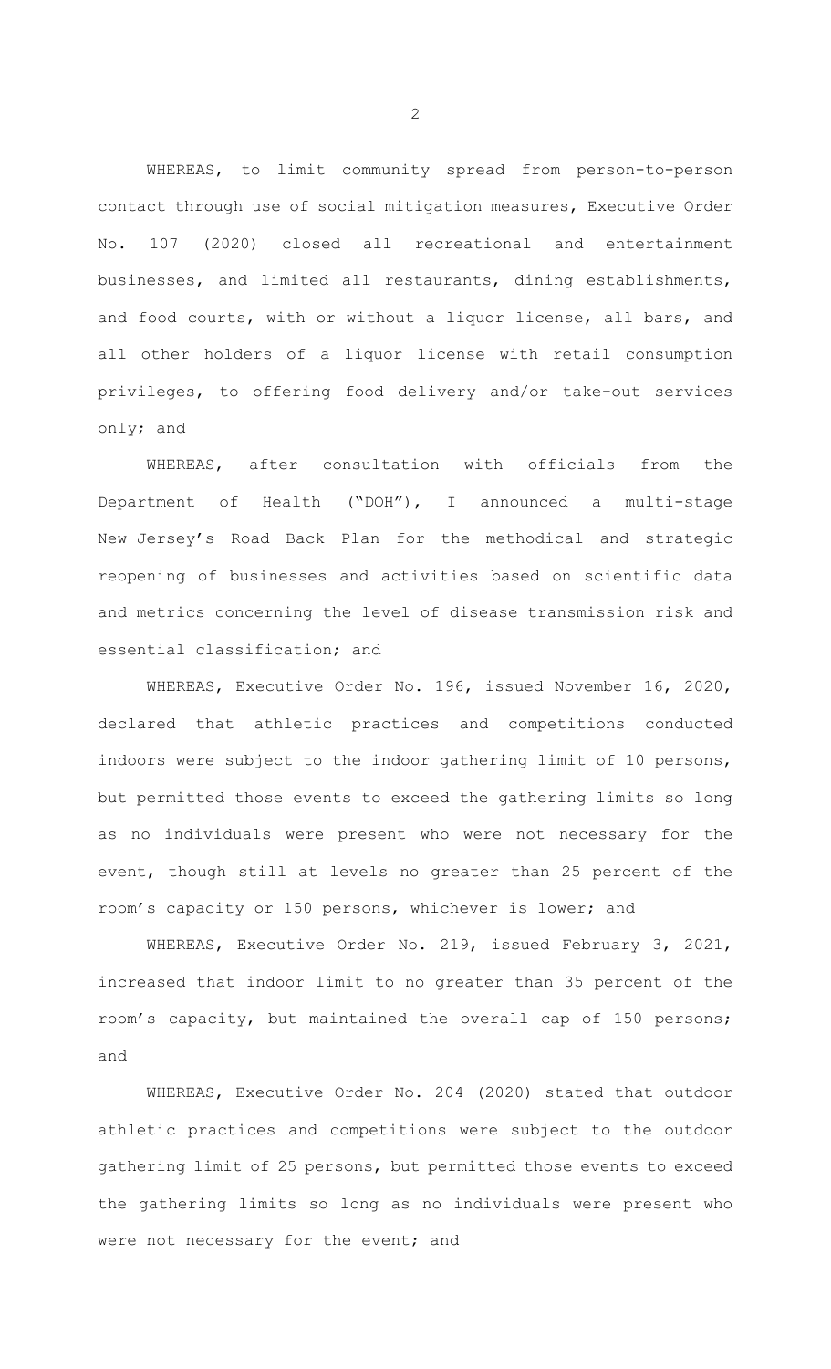WHEREAS, to limit community spread from person-to-person contact through use of social mitigation measures, Executive Order No. 107 (2020) closed all recreational and entertainment businesses, and limited all restaurants, dining establishments, and food courts, with or without a liquor license, all bars, and all other holders of a liquor license with retail consumption privileges, to offering food delivery and/or take-out services only; and

WHEREAS, after consultation with officials from the Department of Health ("DOH"), I announced a multi-stage New Jersey's Road Back Plan for the methodical and strategic reopening of businesses and activities based on scientific data and metrics concerning the level of disease transmission risk and essential classification; and

WHEREAS, Executive Order No. 196, issued November 16, 2020, declared that athletic practices and competitions conducted indoors were subject to the indoor gathering limit of 10 persons, but permitted those events to exceed the gathering limits so long as no individuals were present who were not necessary for the event, though still at levels no greater than 25 percent of the room's capacity or 150 persons, whichever is lower; and

WHEREAS, Executive Order No. 219, issued February 3, 2021, increased that indoor limit to no greater than 35 percent of the room's capacity, but maintained the overall cap of 150 persons; and

WHEREAS, Executive Order No. 204 (2020) stated that outdoor athletic practices and competitions were subject to the outdoor gathering limit of 25 persons, but permitted those events to exceed the gathering limits so long as no individuals were present who were not necessary for the event; and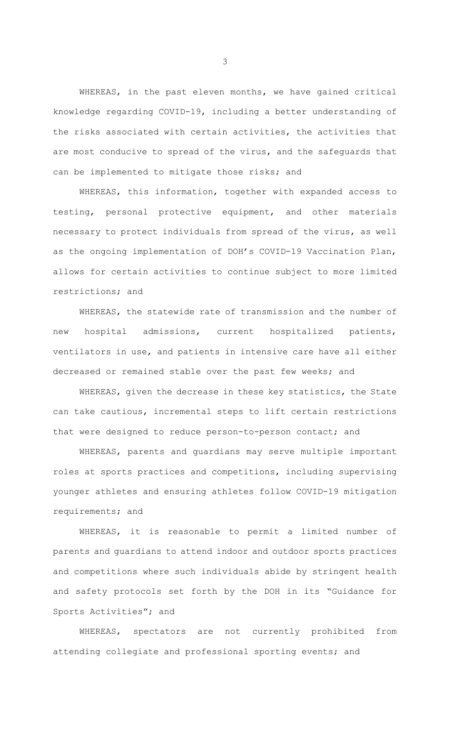WHEREAS, in the past eleven months, we have gained critical knowledge regarding COVID-19, including a better understanding of the risks associated with certain activities, the activities that are most conducive to spread of the virus, and the safeguards that can be implemented to mitigate those risks; and

WHEREAS, this information, together with expanded access to testing, personal protective equipment, and other materials necessary to protect individuals from spread of the virus, as well as the ongoing implementation of DOH's COVID-19 Vaccination Plan, allows for certain activities to continue subject to more limited restrictions; and

WHEREAS, the statewide rate of transmission and the number of new hospital admissions, current hospitalized patients, ventilators in use, and patients in intensive care have all either decreased or remained stable over the past few weeks; and

WHEREAS, given the decrease in these key statistics, the State can take cautious, incremental steps to lift certain restrictions that were designed to reduce person-to-person contact; and

WHEREAS, parents and guardians may serve multiple important roles at sports practices and competitions, including supervising younger athletes and ensuring athletes follow COVID-19 mitigation requirements; and

WHEREAS, it is reasonable to permit a limited number of parents and guardians to attend indoor and outdoor sports practices and competitions where such individuals abide by stringent health and safety protocols set forth by the DOH in its "Guidance for Sports Activities"; and

WHEREAS, spectators are not currently prohibited from attending collegiate and professional sporting events; and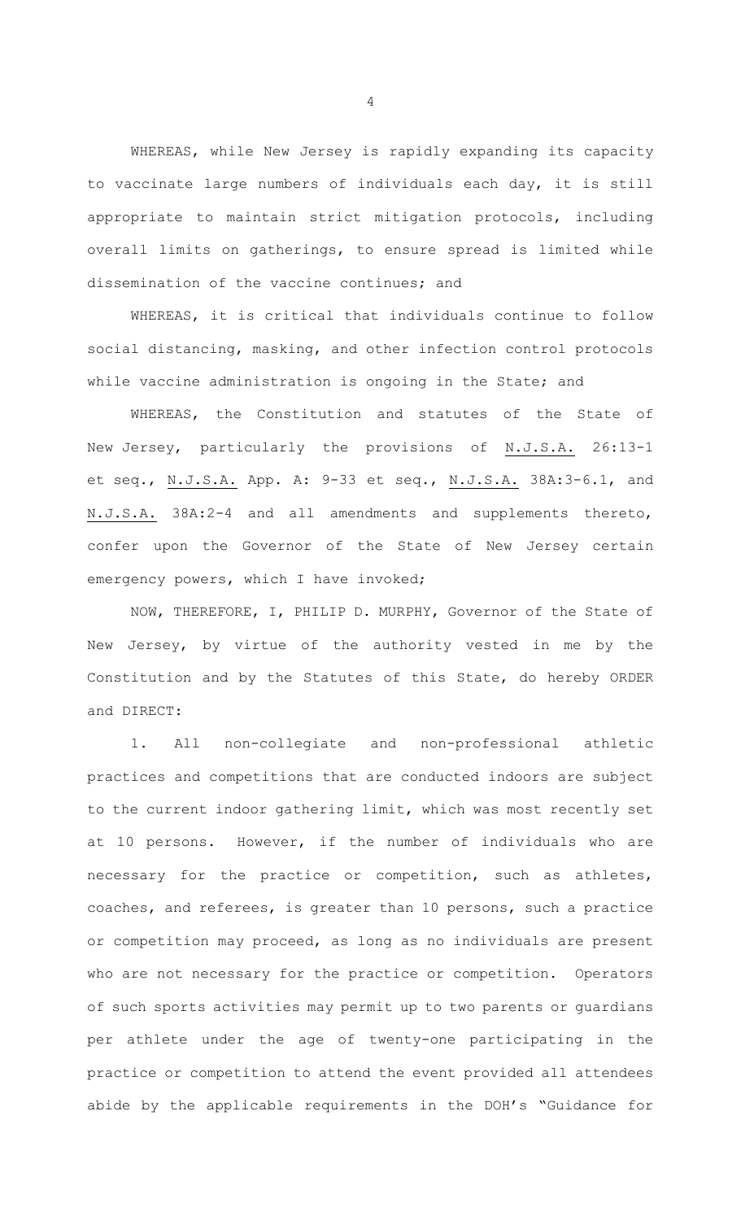WHEREAS, while New Jersey is rapidly expanding its capacity to vaccinate large numbers of individuals each day, it is still appropriate to maintain strict mitigation protocols, including overall limits on gatherings, to ensure spread is limited while dissemination of the vaccine continues; and

WHEREAS, it is critical that individuals continue to follow social distancing, masking, and other infection control protocols while vaccine administration is ongoing in the State; and

WHEREAS, the Constitution and statutes of the State of New Jersey, particularly the provisions of N.J.S.A. 26:13-1 et seq., N.J.S.A. App. A: 9-33 et seq., N.J.S.A. 38A:3-6.1, and N.J.S.A. 38A:2-4 and all amendments and supplements thereto, confer upon the Governor of the State of New Jersey certain emergency powers, which I have invoked;

NOW, THEREFORE, I, PHILIP D. MURPHY, Governor of the State of New Jersey, by virtue of the authority vested in me by the Constitution and by the Statutes of this State, do hereby ORDER and DIRECT:

1. All non-collegiate and non-professional athletic practices and competitions that are conducted indoors are subject to the current indoor gathering limit, which was most recently set at 10 persons. However, if the number of individuals who are necessary for the practice or competition, such as athletes, coaches, and referees, is greater than 10 persons, such a practice or competition may proceed, as long as no individuals are present who are not necessary for the practice or competition. Operators of such sports activities may permit up to two parents or guardians per athlete under the age of twenty-one participating in the practice or competition to attend the event provided all attendees abide by the applicable requirements in the DOH's "Guidance for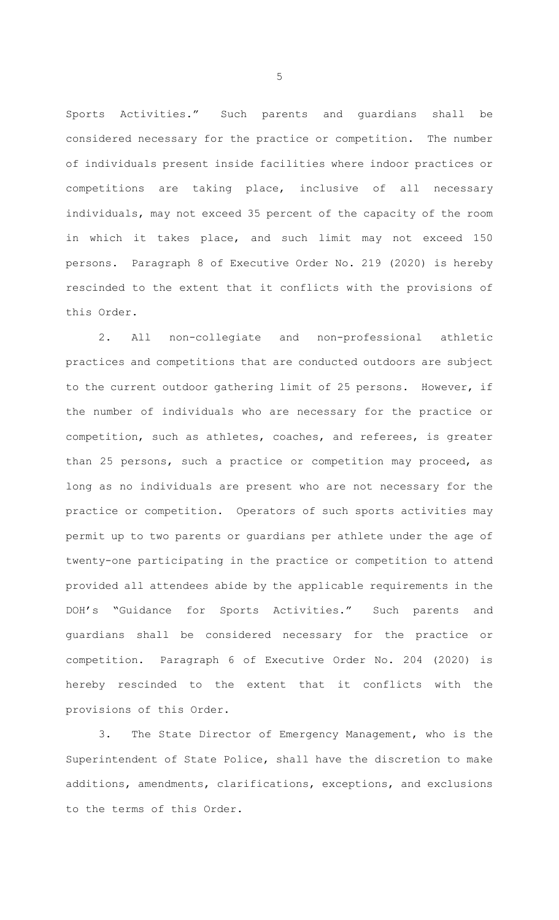Sports Activities." Such parents and guardians shall be considered necessary for the practice or competition. The number of individuals present inside facilities where indoor practices or competitions are taking place, inclusive of all necessary individuals, may not exceed 35 percent of the capacity of the room in which it takes place, and such limit may not exceed 150 persons. Paragraph 8 of Executive Order No. 219 (2020) is hereby rescinded to the extent that it conflicts with the provisions of this Order.

2. All non-collegiate and non-professional athletic practices and competitions that are conducted outdoors are subject to the current outdoor gathering limit of 25 persons. However, if the number of individuals who are necessary for the practice or competition, such as athletes, coaches, and referees, is greater than 25 persons, such a practice or competition may proceed, as long as no individuals are present who are not necessary for the practice or competition. Operators of such sports activities may permit up to two parents or guardians per athlete under the age of twenty-one participating in the practice or competition to attend provided all attendees abide by the applicable requirements in the DOH's "Guidance for Sports Activities." Such parents and guardians shall be considered necessary for the practice or competition. Paragraph 6 of Executive Order No. 204 (2020) is hereby rescinded to the extent that it conflicts with the provisions of this Order.

3. The State Director of Emergency Management, who is the Superintendent of State Police, shall have the discretion to make additions, amendments, clarifications, exceptions, and exclusions to the terms of this Order.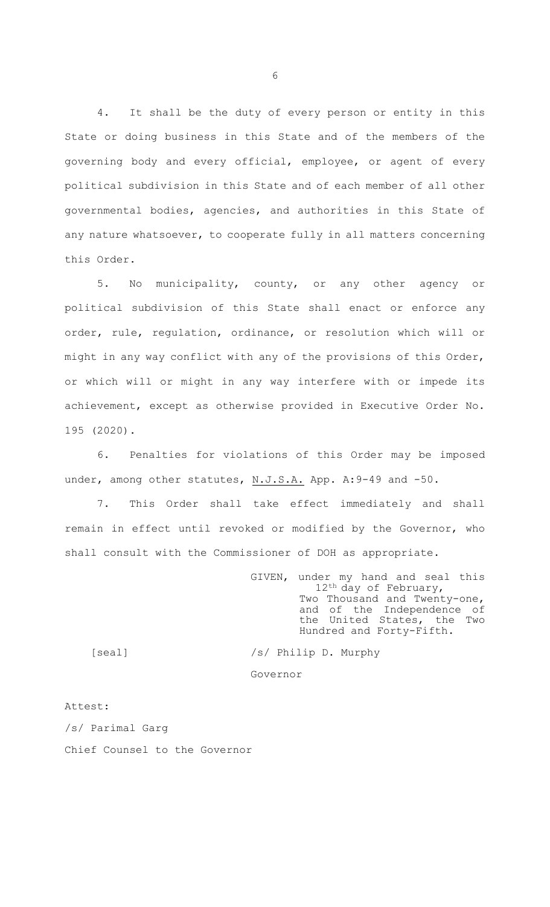4. It shall be the duty of every person or entity in this State or doing business in this State and of the members of the governing body and every official, employee, or agent of every political subdivision in this State and of each member of all other governmental bodies, agencies, and authorities in this State of any nature whatsoever, to cooperate fully in all matters concerning this Order.

5. No municipality, county, or any other agency or political subdivision of this State shall enact or enforce any order, rule, regulation, ordinance, or resolution which will or might in any way conflict with any of the provisions of this Order, or which will or might in any way interfere with or impede its achievement, except as otherwise provided in Executive Order No. 195 (2020).

6. Penalties for violations of this Order may be imposed under, among other statutes, N.J.S.A. App. A:9-49 and -50.

7. This Order shall take effect immediately and shall remain in effect until revoked or modified by the Governor, who shall consult with the Commissioner of DOH as appropriate.

GIVEN, under my hand and seal this 12th day of February, Two Thousand and Twenty-one, and of the Independence of the United States, the Two Hundred and Forty-Fifth.

[seal]

/s/ Philip D. Murphy

Governor

Attest:

/s/ Parimal Garg

Chief Counsel to the Governor